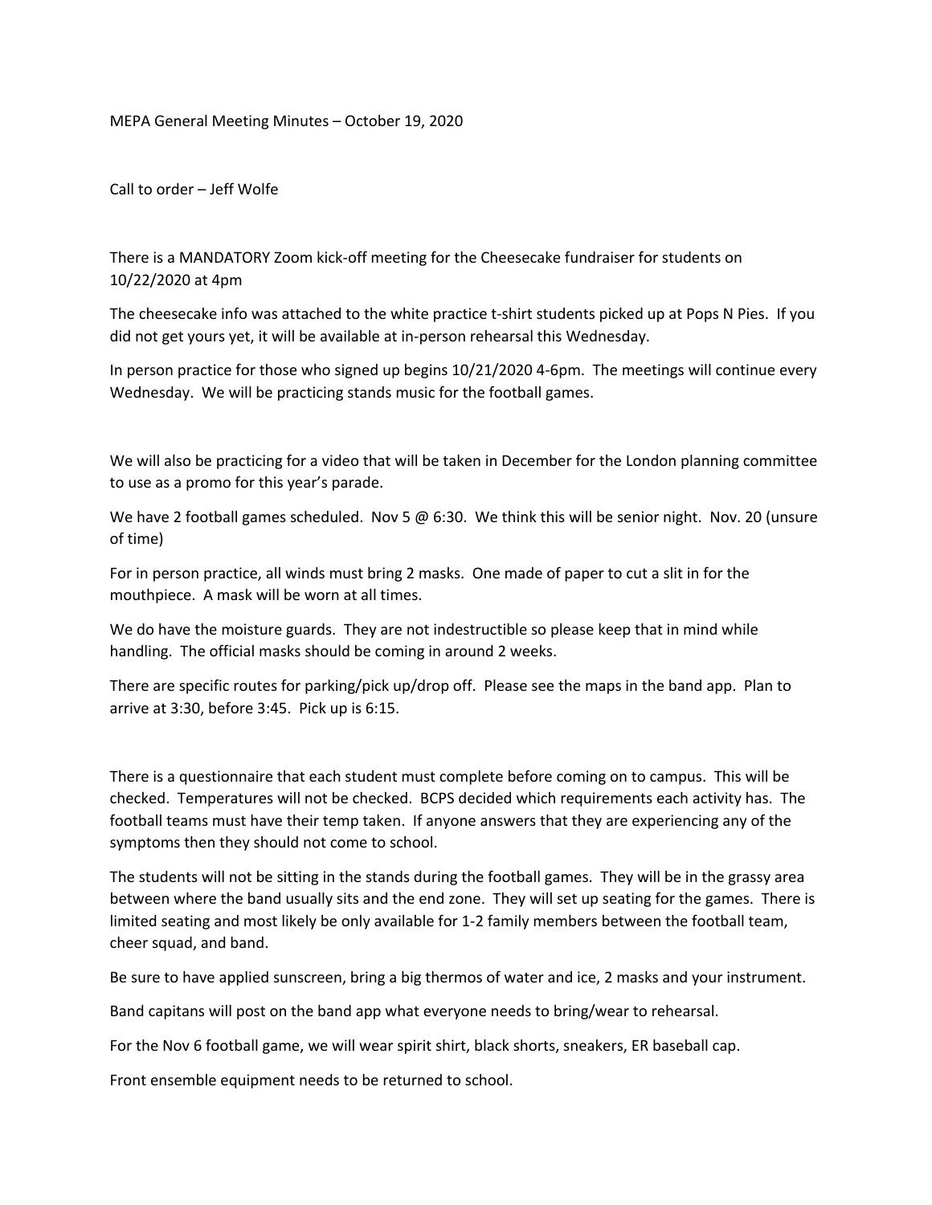MEPA General Meeting Minutes – October 19, 2020

Call to order – Jeff Wolfe

There is a MANDATORY Zoom kick-off meeting for the Cheesecake fundraiser for students on 10/22/2020 at 4pm

The cheesecake info was attached to the white practice t-shirt students picked up at Pops N Pies. If you did not get yours yet, it will be available at in-person rehearsal this Wednesday.

In person practice for those who signed up begins 10/21/2020 4-6pm. The meetings will continue every Wednesday. We will be practicing stands music for the football games.

We will also be practicing for a video that will be taken in December for the London planning committee to use as a promo for this year's parade.

We have 2 football games scheduled. Nov 5 @ 6:30. We think this will be senior night. Nov. 20 (unsure of time)

For in person practice, all winds must bring 2 masks. One made of paper to cut a slit in for the mouthpiece. A mask will be worn at all times.

We do have the moisture guards. They are not indestructible so please keep that in mind while handling. The official masks should be coming in around 2 weeks.

There are specific routes for parking/pick up/drop off. Please see the maps in the band app. Plan to arrive at 3:30, before 3:45. Pick up is 6:15.

There is a questionnaire that each student must complete before coming on to campus. This will be checked. Temperatures will not be checked. BCPS decided which requirements each activity has. The football teams must have their temp taken. If anyone answers that they are experiencing any of the symptoms then they should not come to school.

The students will not be sitting in the stands during the football games. They will be in the grassy area between where the band usually sits and the end zone. They will set up seating for the games. There is limited seating and most likely be only available for 1-2 family members between the football team, cheer squad, and band.

Be sure to have applied sunscreen, bring a big thermos of water and ice, 2 masks and your instrument.

Band capitans will post on the band app what everyone needs to bring/wear to rehearsal.

For the Nov 6 football game, we will wear spirit shirt, black shorts, sneakers, ER baseball cap.

Front ensemble equipment needs to be returned to school.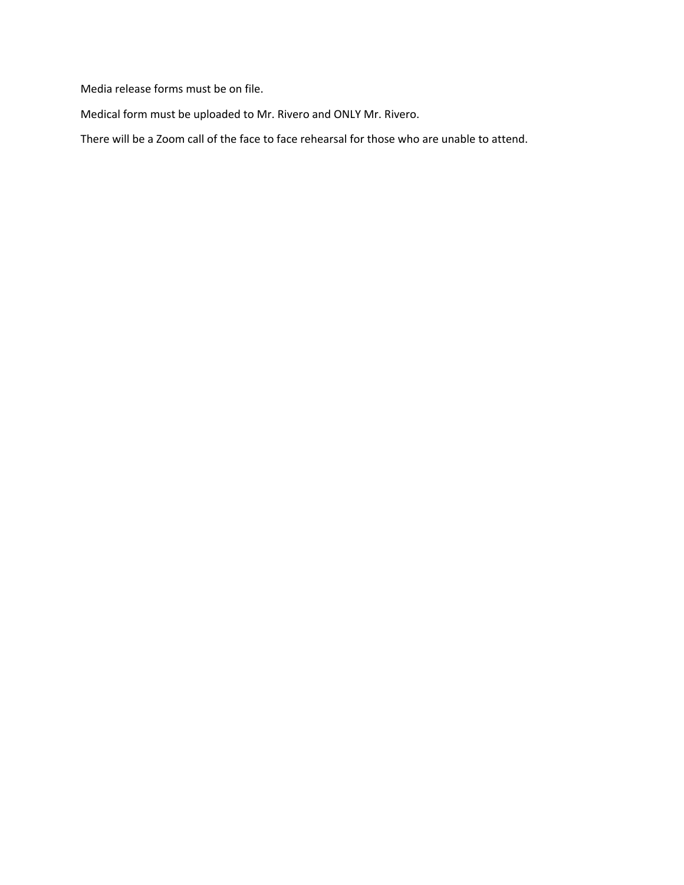Media release forms must be on file.

Medical form must be uploaded to Mr. Rivero and ONLY Mr. Rivero.

There will be a Zoom call of the face to face rehearsal for those who are unable to attend.